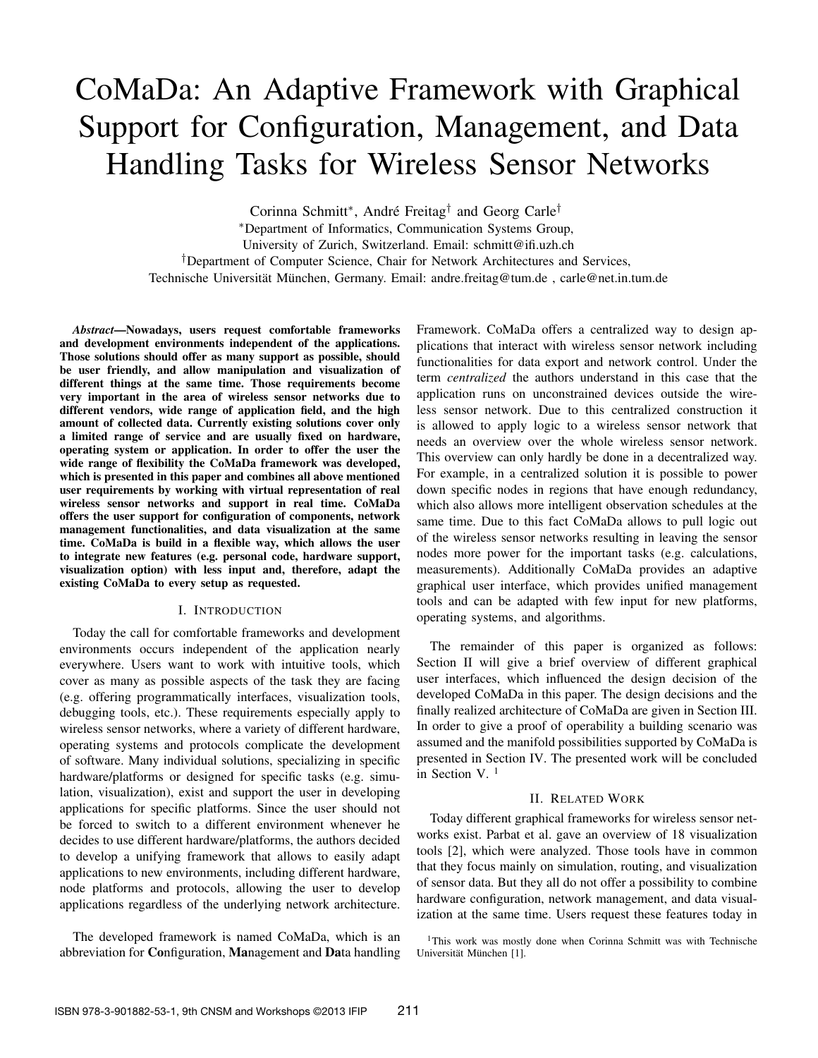# CoMaDa: An Adaptive Framework with Graphical Support for Configuration, Management, and Data Handling Tasks for Wireless Sensor Networks

Corinna Schmitt[*], André Freitag[†] and Georg Carle[†]

[*]Department of Informatics, Communication Systems Group, University of Zurich, Switzerland. Email: schmitt@ifi.uzh.ch

[†]Department of Computer Science, Chair for Network Architectures and Services, Technische Universität München, Germany. Email: andre.freitag@tum.de , carle@net.in.tum.de

***Abstract*—Nowadays, users request comfortable frameworks and development environments independent of the applications. Those solutions should offer as many support as possible, should be user friendly, and allow manipulation and visualization of different things at the same time. Those requirements become very important in the area of wireless sensor networks due to different vendors, wide range of application field, and the high amount of collected data. Currently existing solutions cover only a limited range of service and are usually fixed on hardware, operating system or application. In order to offer the user the wide range of flexibility the CoMaDa framework was developed, which is presented in this paper and combines all above mentioned user requirements by working with virtual representation of real wireless sensor networks and support in real time. CoMaDa offers the user support for configuration of components, network management functionalities, and data visualization at the same time. CoMaDa is build in a flexible way, which allows the user to integrate new features (e.g. personal code, hardware support, visualization option) with less input and, therefore, adapt the existing CoMaDa to every setup as requested.**

## I. Introduction

Today the call for comfortable frameworks and development environments occurs independent of the application nearly everywhere. Users want to work with intuitive tools, which cover as many as possible aspects of the task they are facing (e.g. offering programmatically interfaces, visualization tools, debugging tools, etc.). These requirements especially apply to wireless sensor networks, where a variety of different hardware, operating systems and protocols complicate the development of software. Many individual solutions, specializing in specific hardware/platforms or designed for specific tasks (e.g. simulation, visualization), exist and support the user in developing applications for specific platforms. Since the user should not be forced to switch to a different environment whenever he decides to use different hardware/platforms, the authors decided to develop a unifying framework that allows to easily adapt applications to new environments, including different hardware, node platforms and protocols, allowing the user to develop applications regardless of the underlying network architecture.

The developed framework is named CoMaDa, which is an abbreviation for **Co**nfiguration, **Ma**nagement and **Da**ta handling Framework. CoMaDa offers a centralized way to design applications that interact with wireless sensor network including functionalities for data export and network control. Under the term *centralized* the authors understand in this case that the application runs on unconstrained devices outside the wireless sensor network. Due to this centralized construction it is allowed to apply logic to a wireless sensor network that needs an overview over the whole wireless sensor network. This overview can only hardly be done in a decentralized way. For example, in a centralized solution it is possible to power down specific nodes in regions that have enough redundancy, which also allows more intelligent observation schedules at the same time. Due to this fact CoMaDa allows to pull logic out of the wireless sensor networks resulting in leaving the sensor nodes more power for the important tasks (e.g. calculations, measurements). Additionally CoMaDa provides an adaptive graphical user interface, which provides unified management tools and can be adapted with few input for new platforms, operating systems, and algorithms.

The remainder of this paper is organized as follows: Section II will give a brief overview of different graphical user interfaces, which influenced the design decision of the developed CoMaDa in this paper. The design decisions and the finally realized architecture of CoMaDa are given in Section III. In order to give a proof of operability a building scenario was assumed and the manifold possibilities supported by CoMaDa is presented in Section IV. The presented work will be concluded in Section V. [1]

## II. Related Work

Today different graphical frameworks for wireless sensor networks exist. Parbat et al. gave an overview of 18 visualization tools [2], which were analyzed. Those tools have in common that they focus mainly on simulation, routing, and visualization of sensor data. But they all do not offer a possibility to combine hardware configuration, network management, and data visualization at the same time. Users request these features today in

[1]This work was mostly done when Corinna Schmitt was with Technische Universität München [1].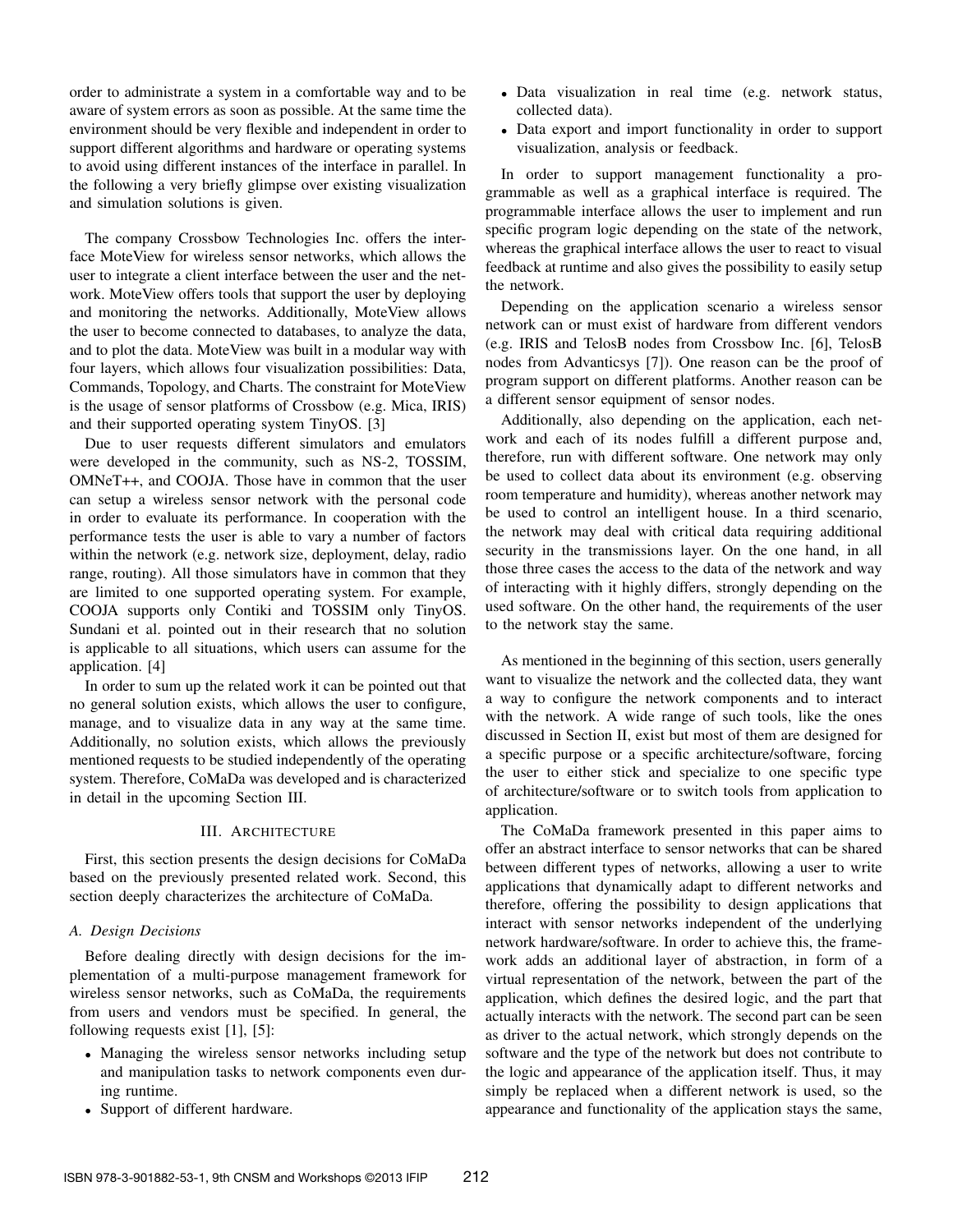order to administrate a system in a comfortable way and to be aware of system errors as soon as possible. At the same time the environment should be very flexible and independent in order to support different algorithms and hardware or operating systems to avoid using different instances of the interface in parallel. In the following a very briefly glimpse over existing visualization and simulation solutions is given.

The company Crossbow Technologies Inc. offers the interface MoteView for wireless sensor networks, which allows the user to integrate a client interface between the user and the network. MoteView offers tools that support the user by deploying and monitoring the networks. Additionally, MoteView allows the user to become connected to databases, to analyze the data, and to plot the data. MoteView was built in a modular way with four layers, which allows four visualization possibilities: Data, Commands, Topology, and Charts. The constraint for MoteView is the usage of sensor platforms of Crossbow (e.g. Mica, IRIS) and their supported operating system TinyOS. [3]

Due to user requests different simulators and emulators were developed in the community, such as NS-2, TOSSIM, OMNeT++, and COOJA. Those have in common that the user can setup a wireless sensor network with the personal code in order to evaluate its performance. In cooperation with the performance tests the user is able to vary a number of factors within the network (e.g. network size, deployment, delay, radio range, routing). All those simulators have in common that they are limited to one supported operating system. For example, COOJA supports only Contiki and TOSSIM only TinyOS. Sundani et al. pointed out in their research that no solution is applicable to all situations, which users can assume for the application. [4]

In order to sum up the related work it can be pointed out that no general solution exists, which allows the user to configure, manage, and to visualize data in any way at the same time. Additionally, no solution exists, which allows the previously mentioned requests to be studied independently of the operating system. Therefore, CoMaDa was developed and is characterized in detail in the upcoming Section III.

## III. Architecture

First, this section presents the design decisions for CoMaDa based on the previously presented related work. Second, this section deeply characterizes the architecture of CoMaDa.

### A. Design Decisions

Before dealing directly with design decisions for the implementation of a multi-purpose management framework for wireless sensor networks, such as CoMaDa, the requirements from users and vendors must be specified. In general, the following requests exist [1], [5]:

- Managing the wireless sensor networks including setup and manipulation tasks to network components even during runtime.
- Support of different hardware.
- Data visualization in real time (e.g. network status, collected data).
- Data export and import functionality in order to support visualization, analysis or feedback.

In order to support management functionality a programmable as well as a graphical interface is required. The programmable interface allows the user to implement and run specific program logic depending on the state of the network, whereas the graphical interface allows the user to react to visual feedback at runtime and also gives the possibility to easily setup the network.

Depending on the application scenario a wireless sensor network can or must exist of hardware from different vendors (e.g. IRIS and TelosB nodes from Crossbow Inc. [6], TelosB nodes from Advanticsys [7]). One reason can be the proof of program support on different platforms. Another reason can be a different sensor equipment of sensor nodes.

Additionally, also depending on the application, each network and each of its nodes fulfill a different purpose and, therefore, run with different software. One network may only be used to collect data about its environment (e.g. observing room temperature and humidity), whereas another network may be used to control an intelligent house. In a third scenario, the network may deal with critical data requiring additional security in the transmissions layer. On the one hand, in all those three cases the access to the data of the network and way of interacting with it highly differs, strongly depending on the used software. On the other hand, the requirements of the user to the network stay the same.

As mentioned in the beginning of this section, users generally want to visualize the network and the collected data, they want a way to configure the network components and to interact with the network. A wide range of such tools, like the ones discussed in Section II, exist but most of them are designed for a specific purpose or a specific architecture/software, forcing the user to either stick and specialize to one specific type of architecture/software or to switch tools from application to application.

The CoMaDa framework presented in this paper aims to offer an abstract interface to sensor networks that can be shared between different types of networks, allowing a user to write applications that dynamically adapt to different networks and therefore, offering the possibility to design applications that interact with sensor networks independent of the underlying network hardware/software. In order to achieve this, the framework adds an additional layer of abstraction, in form of a virtual representation of the network, between the part of the application, which defines the desired logic, and the part that actually interacts with the network. The second part can be seen as driver to the actual network, which strongly depends on the software and the type of the network but does not contribute to the logic and appearance of the application itself. Thus, it may simply be replaced when a different network is used, so the appearance and functionality of the application stays the same,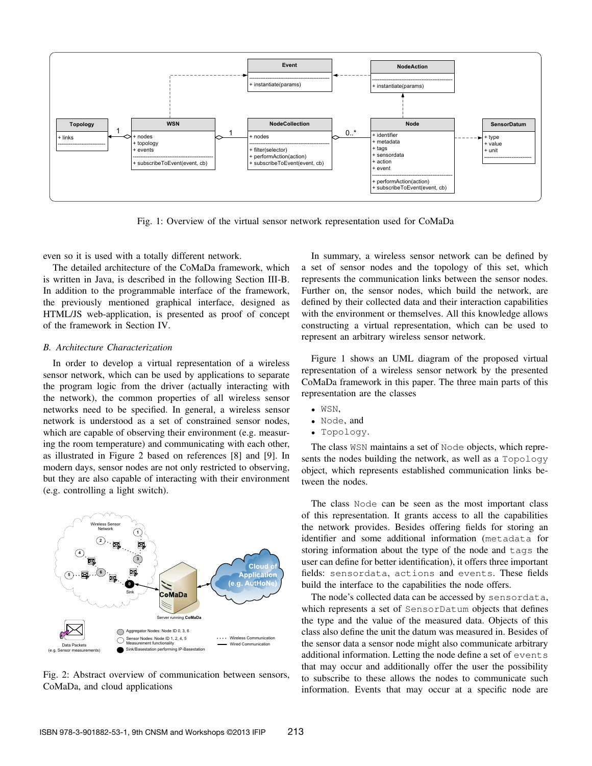Fig. 1: Overview of the virtual sensor network representation used for CoMaDa

even so it is used with a totally different network.

The detailed architecture of the CoMaDa framework, which is written in Java, is described in the following Section III-B. In addition to the programmable interface of the framework, the previously mentioned graphical interface, designed as HTML/JS web-application, is presented as proof of concept of the framework in Section IV.

### *B. Architecture Characterization*

In order to develop a virtual representation of a wireless sensor network, which can be used by applications to separate the program logic from the driver (actually interacting with the network), the common properties of all wireless sensor networks need to be specified. In general, a wireless sensor network is understood as a set of constrained sensor nodes, which are capable of observing their environment (e.g. measuring the room temperature) and communicating with each other, as illustrated in Figure 2 based on references [8] and [9]. In modern days, sensor nodes are not only restricted to observing, but they are also capable of interacting with their environment (e.g. controlling a light switch).

Fig. 2: Abstract overview of communication between sensors, CoMaDa, and cloud applications

In summary, a wireless sensor network can be defined by a set of sensor nodes and the topology of this set, which represents the communication links between the sensor nodes. Further on, the sensor nodes, which build the network, are defined by their collected data and their interaction capabilities with the environment or themselves. All this knowledge allows constructing a virtual representation, which can be used to represent an arbitrary wireless sensor network.

Figure 1 shows an UML diagram of the proposed virtual representation of a wireless sensor network by the presented CoMaDa framework in this paper. The three main parts of this representation are the classes

- `WSN`,
- `Node`, and
- `Topology`.

The class `WSN` maintains a set of `Node` objects, which represents the nodes building the network, as well as a `Topology` object, which represents established communication links between the nodes.

The class `Node` can be seen as the most important class of this representation. It grants access to all the capabilities the network provides. Besides offering fields for storing an identifier and some additional information (`metadata` for storing information about the type of the node and `tags` the user can define for better identification), it offers three important fields: `sensordata`, `actions` and `events`. These fields build the interface to the capabilities the node offers.

The node's collected data can be accessed by `sensordata`, which represents a set of `SensorDatum` objects that defines the type and the value of the measured data. Objects of this class also define the unit the datum was measured in. Besides of the sensor data a sensor node might also communicate arbitrary additional information. Letting the node define a set of `events` that may occur and additionally offer the user the possibility to subscribe to these allows the nodes to communicate such information. Events that may occur at a specific node are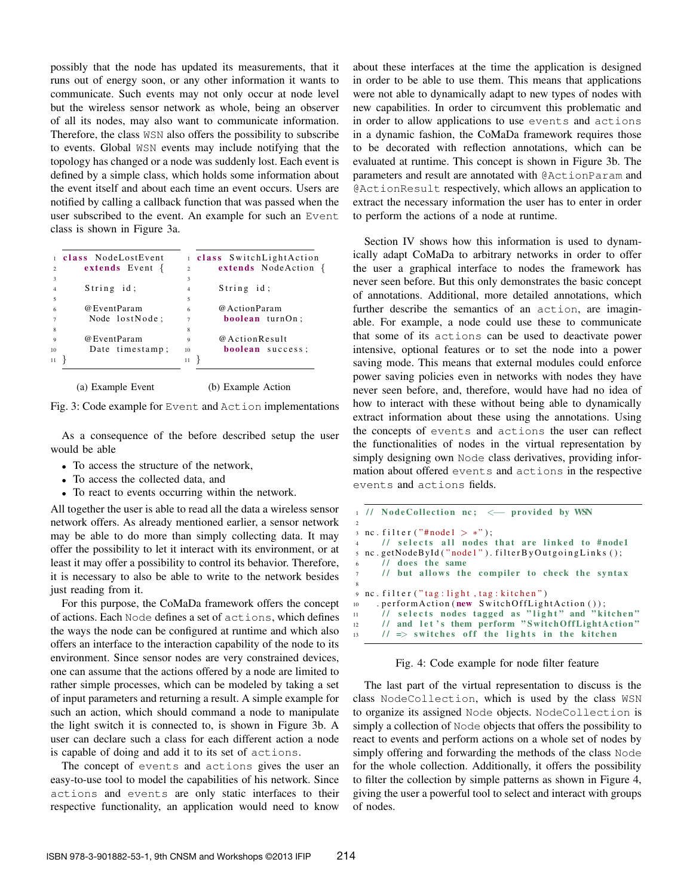possibly that the node has updated its measurements, that it runs out of energy soon, or any other information it wants to communicate. Such events may not only occur at node level but the wireless sensor network as whole, being an observer of all its nodes, may also want to communicate information. Therefore, the class `WSN` also offers the possibility to subscribe to events. Global `WSN` events may include notifying that the topology has changed or a node was suddenly lost. Each event is defined by a simple class, which holds some information about the event itself and about each time an event occurs. Users are notified by calling a callback function that was passed when the user subscribed to the event. An example for such an `Event` class is shown in Figure 3a.

```
class NodeLostEvent
    extends Event {

    String id;

    @EventParam
     Node lostNode;

    @EventParam
     Date timestamp;
}
```

(a) Example Event

```
class SwitchLightAction
    extends NodeAction {

    String id;

    @ActionParam
     boolean turnOn;

    @ActionResult
     boolean success;
}
```

(b) Example Action

Fig. 3: Code example for `Event` and `Action` implementations

As a consequence of the before described setup the user would be able

- To access the structure of the network,
- To access the collected data, and
- To react to events occurring within the network.

All together the user is able to read all the data a wireless sensor network offers. As already mentioned earlier, a sensor network may be able to do more than simply collecting data. It may offer the possibility to let it interact with its environment, or at least it may offer a possibility to control its behavior. Therefore, it is necessary to also be able to write to the network besides just reading from it.

For this purpose, the CoMaDa framework offers the concept of actions. Each `Node` defines a set of `actions`, which defines the ways the node can be configured at runtime and which also offers an interface to the interaction capability of the node to its environment. Since sensor nodes are very constrained devices, one can assume that the actions offered by a node are limited to rather simple processes, which can be modeled by taking a set of input parameters and returning a result. A simple example for such an action, which should command a node to manipulate the light switch it is connected to, is shown in Figure 3b. A user can declare such a class for each different action a node is capable of doing and add it to its set of `actions`.

The concept of `events` and `actions` gives the user an easy-to-use tool to model the capabilities of his network. Since `actions` and `events` are only static interfaces to their respective functionality, an application would need to know about these interfaces at the time the application is designed in order to be able to use them. This means that applications were not able to dynamically adapt to new types of nodes with new capabilities. In order to circumvent this problematic and in order to allow applications to use `events` and `actions` in a dynamic fashion, the CoMaDa framework requires those to be decorated with reflection annotations, which can be evaluated at runtime. This concept is shown in Figure 3b. The parameters and result are annotated with `@ActionParam` and `@ActionResult` respectively, which allows an application to extract the necessary information the user has to enter in order to perform the actions of a node at runtime.

Section IV shows how this information is used to dynamically adapt CoMaDa to arbitrary networks in order to offer the user a graphical interface to nodes the framework has never seen before. But this only demonstrates the basic concept of annotations. Additional, more detailed annotations, which further describe the semantics of an `action`, are imaginable. For example, a node could use these to communicate that some of its `actions` can be used to deactivate power intensive, optional features or to set the node into a power saving mode. This means that external modules could enforce power saving policies even in networks with nodes they have never seen before, and, therefore, would have had no idea of how to interact with these without being able to dynamically extract information about these using the annotations. Using the concepts of `events` and `actions` the user can reflect the functionalities of nodes in the virtual representation by simply designing own `Node` class derivatives, providing information about offered `events` and `actions` in the respective `events` and `actions` fields.

```
// NodeCollection nc;  <-- provided by WSN

nc.filter("#node1 > *");
   // selects all nodes that are linked to #node1
nc.getNodeById("node1").filterByOutgoingLinks();
   // does the same
   // but allows the compiler to check the syntax

nc.filter("tag:light,tag:kitchen")
  .performAction(new SwitchOffLightAction());
   // selects nodes tagged as "light" and "kitchen"
   // and let's them perform "SwitchOffLightAction"
   // => switches off the lights in the kitchen
```

Fig. 4: Code example for node filter feature

The last part of the virtual representation to discuss is the class `NodeCollection`, which is used by the class `WSN` to organize its assigned `Node` objects. `NodeCollection` is simply a collection of `Node` objects that offers the possibility to react to events and perform actions on a whole set of nodes by simply offering and forwarding the methods of the class `Node` for the whole collection. Additionally, it offers the possibility to filter the collection by simple patterns as shown in Figure 4, giving the user a powerful tool to select and interact with groups of nodes.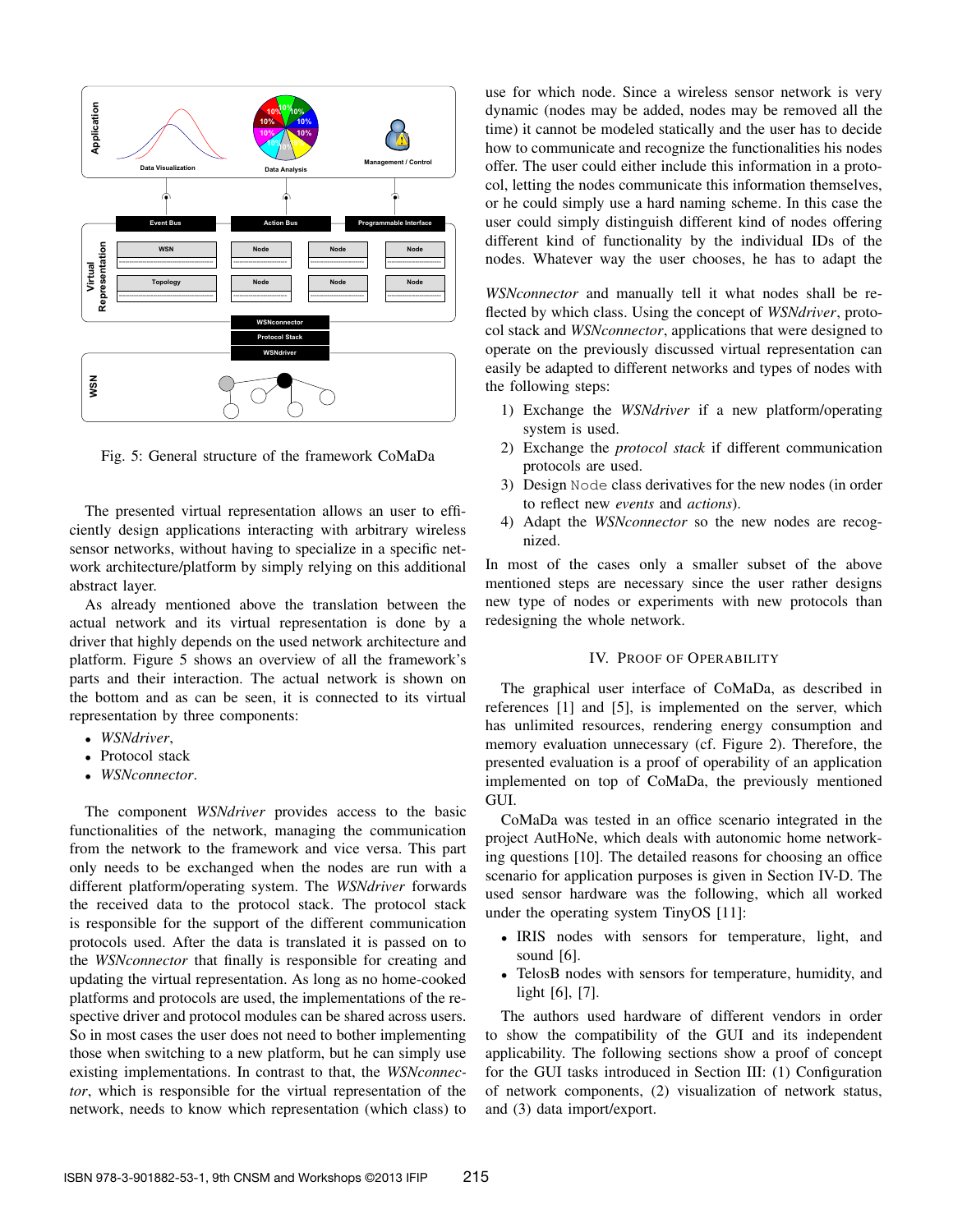Fig. 5: General structure of the framework CoMaDa

The presented virtual representation allows an user to efficiently design applications interacting with arbitrary wireless sensor networks, without having to specialize in a specific network architecture/platform by simply relying on this additional abstract layer.

As already mentioned above the translation between the actual network and its virtual representation is done by a driver that highly depends on the used network architecture and platform. Figure 5 shows an overview of all the framework's parts and their interaction. The actual network is shown on the bottom and as can be seen, it is connected to its virtual representation by three components:

- *WSNdriver*,
- Protocol stack
- *WSNconnector*.

The component *WSNdriver* provides access to the basic functionalities of the network, managing the communication from the network to the framework and vice versa. This part only needs to be exchanged when the nodes are run with a different platform/operating system. The *WSNdriver* forwards the received data to the protocol stack. The protocol stack is responsible for the support of the different communication protocols used. After the data is translated it is passed on to the *WSNconnector* that finally is responsible for creating and updating the virtual representation. As long as no home-cooked platforms and protocols are used, the implementations of the respective driver and protocol modules can be shared across users. So in most cases the user does not need to bother implementing those when switching to a new platform, but he can simply use existing implementations. In contrast to that, the *WSNconnector*, which is responsible for the virtual representation of the network, needs to know which representation (which class) to use for which node. Since a wireless sensor network is very dynamic (nodes may be added, nodes may be removed all the time) it cannot be modeled statically and the user has to decide how to communicate and recognize the functionalities his nodes offer. The user could either include this information in a protocol, letting the nodes communicate this information themselves, or he could simply use a hard naming scheme. In this case the user could simply distinguish different kind of nodes offering different kind of functionality by the individual IDs of the nodes. Whatever way the user chooses, he has to adapt the *WSNconnector* and manually tell it what nodes shall be reflected by which class. Using the concept of *WSNdriver*, protocol stack and *WSNconnector*, applications that were designed to operate on the previously discussed virtual representation can easily be adapted to different networks and types of nodes with the following steps:

1) Exchange the *WSNdriver* if a new platform/operating system is used.
2) Exchange the *protocol stack* if different communication protocols are used.
3) Design `Node` class derivatives for the new nodes (in order to reflect new *events* and *actions*).
4) Adapt the *WSNconnector* so the new nodes are recognized.

In most of the cases only a smaller subset of the above mentioned steps are necessary since the user rather designs new type of nodes or experiments with new protocols than redesigning the whole network.

## IV. Proof of Operability

The graphical user interface of CoMaDa, as described in references [1] and [5], is implemented on the server, which has unlimited resources, rendering energy consumption and memory evaluation unnecessary (cf. Figure 2). Therefore, the presented evaluation is a proof of operability of an application implemented on top of CoMaDa, the previously mentioned GUI.

CoMaDa was tested in an office scenario integrated in the project AutHoNe, which deals with autonomic home networking questions [10]. The detailed reasons for choosing an office scenario for application purposes is given in Section IV-D. The used sensor hardware was the following, which all worked under the operating system TinyOS [11]:

- IRIS nodes with sensors for temperature, light, and sound [6].
- TelosB nodes with sensors for temperature, humidity, and light [6], [7].

The authors used hardware of different vendors in order to show the compatibility of the GUI and its independent applicability. The following sections show a proof of concept for the GUI tasks introduced in Section III: (1) Configuration of network components, (2) visualization of network status, and (3) data import/export.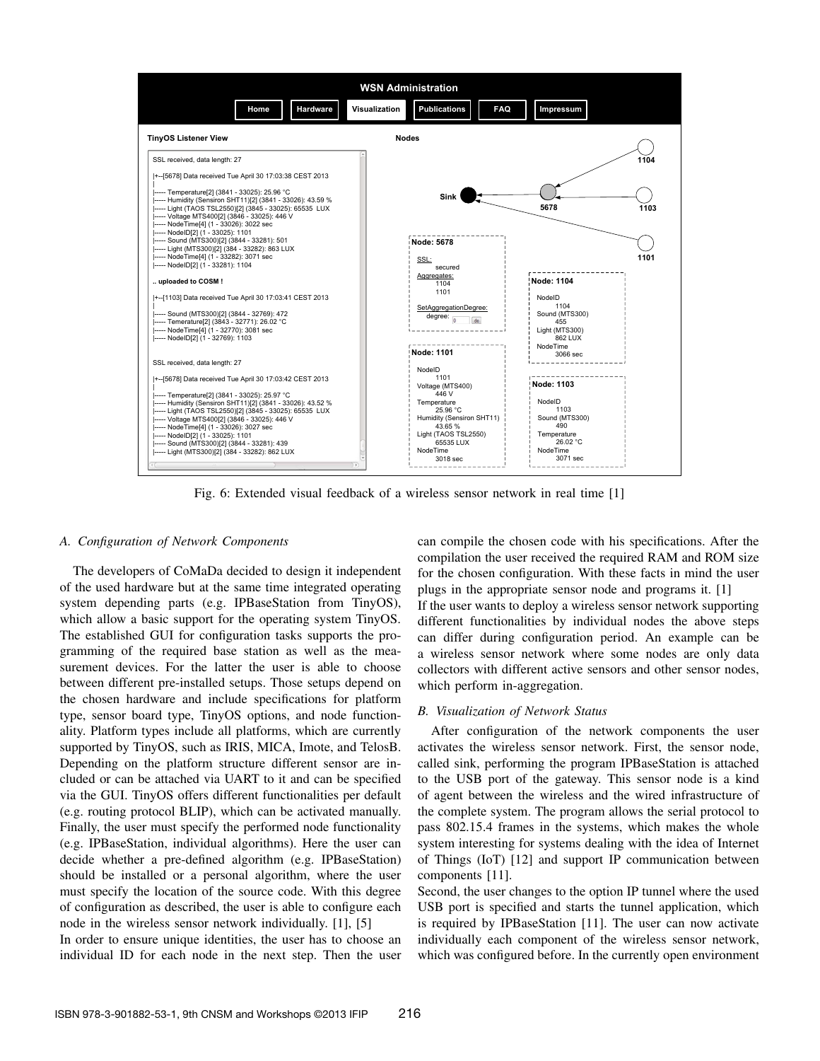WSN Administration

Home | Hardware | Visualization | Publications | FAQ | Impressum

TinyOS Listener View

SSL received, data length: 27

|+--[5678] Data received Tue April 30 17:03:38 CEST 2013
|
|----- Temperature[2] (3841 - 33025): 25.96 °C
|----- Humidity (Sensiron SHT11)[2] (3841 - 33026): 43.59 %
|----- Light (TAOS TSL2550)[2] (3845 - 33025): 65535 LUX
|----- Voltage MTS400[2] (3846 - 33025): 446 V
|----- NodeTime[4] (1 - 33026): 3022 sec
|----- NodeID[2] (1 - 33025): 1101
|----- Sound (MTS300)[2] (3844 - 33281): 501
|----- Light (MTS300)[2] (384 - 33282): 863 LUX
|----- NodeTime[4] (1 - 33282): 3071 sec
|----- NodeID[2] (1 - 33281): 1104

.. uploaded to COSM !

|+--[1103] Data received Tue April 30 17:03:41 CEST 2013
|
|----- Sound (MTS300)[2] (3844 - 32769): 472
|----- Temerature[2] (3843 - 32771): 26.02 °C
|----- NodeTime[4] (1 - 32770): 3081 sec
|----- NodeID[2] (1 - 32769): 1103

SSL received, data length: 27

|+--[5678] Data received Tue April 30 17:03:42 CEST 2013
|
|----- Temperature[2] (3841 - 33025): 25.97 °C
|----- Humidity (Sensiron SHT11)[2] (3841 - 33026): 43.52 %
|----- Light (TAOS TSL2550)[2] (3845 - 33025): 65535 LUX
|----- Voltage MTS400[2] (3846 - 33025): 446 V
|----- NodeTime[4] (1 - 33026): 3027 sec
|----- NodeID[2] (1 - 33025): 1101
|----- Sound (MTS300)[2] (3844 - 33281): 439
|----- Light (MTS300)[2] (384 - 33282): 862 LUX

Nodes

Sink
5678
1104
1103
1101

Node: 5678
SSL: secured
Aggregates: 1104 1101
SetAggregationDegree: degree: 0 do

Node: 1104
NodeID 1104
Sound (MTS300) 455
Light (MTS300) 862 LUX
NodeTime 3066 sec

Node: 1101
NodeID 1101
Voltage (MTS400) 446 V
Temperature 25.96 °C
Humidity (Sensiron SHT11) 43.65 %
Light (TAOS TSL2550) 65535 LUX
NodeTime 3018 sec

Node: 1103
NodeID 1103
Sound (MTS300) 490
Temperature 26.02 °C
NodeTime 3071 sec

Fig. 6: Extended visual feedback of a wireless sensor network in real time [1]

### *A. Configuration of Network Components*

The developers of CoMaDa decided to design it independent of the used hardware but at the same time integrated operating system depending parts (e.g. IPBaseStation from TinyOS), which allow a basic support for the operating system TinyOS. The established GUI for configuration tasks supports the programming of the required base station as well as the measurement devices. For the latter the user is able to choose between different pre-installed setups. Those setups depend on the chosen hardware and include specifications for platform type, sensor board type, TinyOS options, and node functionality. Platform types include all platforms, which are currently supported by TinyOS, such as IRIS, MICA, Imote, and TelosB. Depending on the platform structure different sensor are included or can be attached via UART to it and can be specified via the GUI. TinyOS offers different functionalities per default (e.g. routing protocol BLIP), which can be activated manually. Finally, the user must specify the performed node functionality (e.g. IPBaseStation, individual algorithms). Here the user can decide whether a pre-defined algorithm (e.g. IPBaseStation) should be installed or a personal algorithm, where the user must specify the location of the source code. With this degree of configuration as described, the user is able to configure each node in the wireless sensor network individually. [1], [5]

In order to ensure unique identities, the user has to choose an individual ID for each node in the next step. Then the user can compile the chosen code with his specifications. After the compilation the user received the required RAM and ROM size for the chosen configuration. With these facts in mind the user plugs in the appropriate sensor node and programs it. [1]

If the user wants to deploy a wireless sensor network supporting different functionalities by individual nodes the above steps can differ during configuration period. An example can be a wireless sensor network where some nodes are only data collectors with different active sensors and other sensor nodes, which perform in-aggregation.

### *B. Visualization of Network Status*

After configuration of the network components the user activates the wireless sensor network. First, the sensor node, called sink, performing the program IPBaseStation is attached to the USB port of the gateway. This sensor node is a kind of agent between the wireless and the wired infrastructure of the complete system. The program allows the serial protocol to pass 802.15.4 frames in the systems, which makes the whole system interesting for systems dealing with the idea of Internet of Things (IoT) [12] and support IP communication between components [11].

Second, the user changes to the option IP tunnel where the used USB port is specified and starts the tunnel application, which is required by IPBaseStation [11]. The user can now activate individually each component of the wireless sensor network, which was configured before. In the currently open environment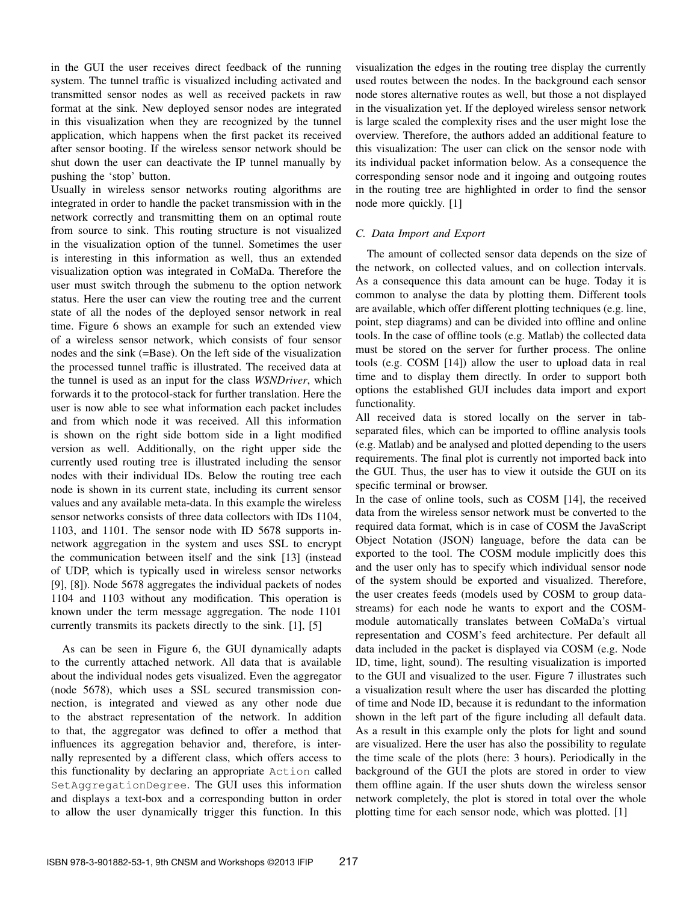in the GUI the user receives direct feedback of the running system. The tunnel traffic is visualized including activated and transmitted sensor nodes as well as received packets in raw format at the sink. New deployed sensor nodes are integrated in this visualization when they are recognized by the tunnel application, which happens when the first packet its received after sensor booting. If the wireless sensor network should be shut down the user can deactivate the IP tunnel manually by pushing the 'stop' button.

Usually in wireless sensor networks routing algorithms are integrated in order to handle the packet transmission with in the network correctly and transmitting them on an optimal route from source to sink. This routing structure is not visualized in the visualization option of the tunnel. Sometimes the user is interesting in this information as well, thus an extended visualization option was integrated in CoMaDa. Therefore the user must switch through the submenu to the option network status. Here the user can view the routing tree and the current state of all the nodes of the deployed sensor network in real time. Figure 6 shows an example for such an extended view of a wireless sensor network, which consists of four sensor nodes and the sink (=Base). On the left side of the visualization the processed tunnel traffic is illustrated. The received data at the tunnel is used as an input for the class *WSNDriver*, which forwards it to the protocol-stack for further translation. Here the user is now able to see what information each packet includes and from which node it was received. All this information is shown on the right side bottom side in a light modified version as well. Additionally, on the right upper side the currently used routing tree is illustrated including the sensor nodes with their individual IDs. Below the routing tree each node is shown in its current state, including its current sensor values and any available meta-data. In this example the wireless sensor networks consists of three data collectors with IDs 1104, 1103, and 1101. The sensor node with ID 5678 supports in-network aggregation in the system and uses SSL to encrypt the communication between itself and the sink [13] (instead of UDP, which is typically used in wireless sensor networks [9], [8]). Node 5678 aggregates the individual packets of nodes 1104 and 1103 without any modification. This operation is known under the term message aggregation. The node 1101 currently transmits its packets directly to the sink. [1], [5]

As can be seen in Figure 6, the GUI dynamically adapts to the currently attached network. All data that is available about the individual nodes gets visualized. Even the aggregator (node 5678), which uses a SSL secured transmission connection, is integrated and viewed as any other node due to the abstract representation of the network. In addition to that, the aggregator was defined to offer a method that influences its aggregation behavior and, therefore, is internally represented by a different class, which offers access to this functionality by declaring an appropriate `Action` called `SetAggregationDegree`. The GUI uses this information and displays a text-box and a corresponding button in order to allow the user dynamically trigger this function. In this visualization the edges in the routing tree display the currently used routes between the nodes. In the background each sensor node stores alternative routes as well, but those a not displayed in the visualization yet. If the deployed wireless sensor network is large scaled the complexity rises and the user might lose the overview. Therefore, the authors added an additional feature to this visualization: The user can click on the sensor node with its individual packet information below. As a consequence the corresponding sensor node and it ingoing and outgoing routes in the routing tree are highlighted in order to find the sensor node more quickly. [1]

### C. Data Import and Export

The amount of collected sensor data depends on the size of the network, on collected values, and on collection intervals. As a consequence this data amount can be huge. Today it is common to analyse the data by plotting them. Different tools are available, which offer different plotting techniques (e.g. line, point, step diagrams) and can be divided into offline and online tools. In the case of offline tools (e.g. Matlab) the collected data must be stored on the server for further process. The online tools (e.g. COSM [14]) allow the user to upload data in real time and to display them directly. In order to support both options the established GUI includes data import and export functionality.

All received data is stored locally on the server in tab-separated files, which can be imported to offline analysis tools (e.g. Matlab) and be analysed and plotted depending to the users requirements. The final plot is currently not imported back into the GUI. Thus, the user has to view it outside the GUI on its specific terminal or browser.

In the case of online tools, such as COSM [14], the received data from the wireless sensor network must be converted to the required data format, which is in case of COSM the JavaScript Object Notation (JSON) language, before the data can be exported to the tool. The COSM module implicitly does this and the user only has to specify which individual sensor node of the system should be exported and visualized. Therefore, the user creates feeds (models used by COSM to group data-streams) for each node he wants to export and the COSM-module automatically translates between CoMaDa's virtual representation and COSM's feed architecture. Per default all data included in the packet is displayed via COSM (e.g. Node ID, time, light, sound). The resulting visualization is imported to the GUI and visualized to the user. Figure 7 illustrates such a visualization result where the user has discarded the plotting of time and Node ID, because it is redundant to the information shown in the left part of the figure including all default data. As a result in this example only the plots for light and sound are visualized. Here the user has also the possibility to regulate the time scale of the plots (here: 3 hours). Periodically in the background of the GUI the plots are stored in order to view them offline again. If the user shuts down the wireless sensor network completely, the plot is stored in total over the whole plotting time for each sensor node, which was plotted. [1]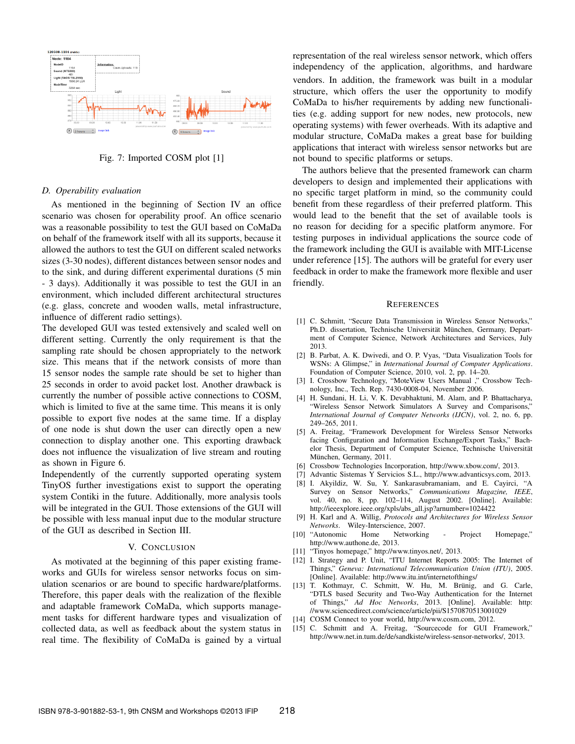Fig. 7: Imported COSM plot [1]

### D. Operability evaluation

As mentioned in the beginning of Section IV an office scenario was chosen for operability proof. An office scenario was a reasonable possibility to test the GUI based on CoMaDa on behalf of the framework itself with all its supports, because it allowed the authors to test the GUI on different scaled networks sizes (3-30 nodes), different distances between sensor nodes and to the sink, and during different experimental durations (5 min - 3 days). Additionally it was possible to test the GUI in an environment, which included different architectural structures (e.g. glass, concrete and wooden walls, metal infrastructure, influence of different radio settings).

The developed GUI was tested extensively and scaled well on different setting. Currently the only requirement is that the sampling rate should be chosen appropriately to the network size. This means that if the network consists of more than 15 sensor nodes the sample rate should be set to higher than 25 seconds in order to avoid packet lost. Another drawback is currently the number of possible active connections to COSM, which is limited to five at the same time. This means it is only possible to export five nodes at the same time. If a display of one node is shut down the user can directly open a new connection to display another one. This exporting drawback does not influence the visualization of live stream and routing as shown in Figure 6.

Independently of the currently supported operating system TinyOS further investigations exist to support the operating system Contiki in the future. Additionally, more analysis tools will be integrated in the GUI. Those extensions of the GUI will be possible with less manual input due to the modular structure of the GUI as described in Section III.

## V. Conclusion

As motivated at the beginning of this paper existing frameworks and GUIs for wireless sensor networks focus on simulation scenarios or are bound to specific hardware/platforms. Therefore, this paper deals with the realization of the flexible and adaptable framework CoMaDa, which supports management tasks for different hardware types and visualization of collected data, as well as feedback about the system status in real time. The flexibility of CoMaDa is gained by a virtual representation of the real wireless sensor network, which offers independency of the application, algorithms, and hardware vendors. In addition, the framework was built in a modular structure, which offers the user the opportunity to modify CoMaDa to his/her requirements by adding new functionalities (e.g. adding support for new nodes, new protocols, new operating systems) with fewer overheads. With its adaptive and modular structure, CoMaDa makes a great base for building applications that interact with wireless sensor networks but are not bound to specific platforms or setups.

The authors believe that the presented framework can charm developers to design and implemented their applications with no specific target platform in mind, so the community could benefit from these regardless of their preferred platform. This would lead to the benefit that the set of available tools is no reason for deciding for a specific platform anymore. For testing purposes in individual applications the source code of the framework including the GUI is available with MIT-License under reference [15]. The authors will be grateful for every user feedback in order to make the framework more flexible and user friendly.

## References

[1] C. Schmitt, "Secure Data Transmission in Wireless Sensor Networks," Ph.D. dissertation, Technische Universität München, Germany, Department of Computer Science, Network Architectures and Services, July 2013.

[2] B. Parbat, A. K. Dwivedi, and O. P. Vyas, "Data Visualization Tools for WSNs: A Glimpse," in *International Journal of Computer Applications*. Foundation of Computer Science, 2010, vol. 2, pp. 14–20.

[3] I. Crossbow Technology, "MoteView Users Manual ," Crossbow Technology, Inc., Tech. Rep. 7430-0008-04, November 2006.

[4] H. Sundani, H. Li, V. K. Devabhaktuni, M. Alam, and P. Bhattacharya, "Wireless Sensor Network Simulators A Survey and Comparisons," *International Journal of Computer Networks (IJCN)*, vol. 2, no. 6, pp. 249–265, 2011.

[5] A. Freitag, "Framework Development for Wireless Sensor Networks facing Configuration and Information Exchange/Export Tasks," Bachelor Thesis, Department of Computer Science, Technische Universität München, Germany, 2011.

[6] Crossbow Technologies Incorporation, http://www.xbow.com/, 2013.

[7] Advantic Sistemas Y Servicios S.L., http://www.advanticsys.com, 2013.

[8] I. Akyildiz, W. Su, Y. Sankarasubramaniam, and E. Cayirci, "A Survey on Sensor Networks," *Communications Magazine, IEEE*, vol. 40, no. 8, pp. 102–114, August 2002. [Online]. Available: http://ieeexplore.ieee.org/xpls/abs_all.jsp?arnumber=1024422

[9] H. Karl and A. Willig, *Protocols and Architectures for Wireless Sensor Networks*. Wiley-Interscience, 2007.

[10] "Autonomic Home Networking - Project Homepage," http://www.authone.de, 2013.

[11] "Tinyos homepage," http://www.tinyos.net/, 2013.

[12] I. Strategy and P. Unit, "ITU Internet Reports 2005: The Internet of Things," *Geneva: International Telecommunication Union (ITU)*, 2005. [Online]. Available: http://www.itu.int/internetofthings/

[13] T. Kothmayr, C. Schmitt, W. Hu, M. Brünig, and G. Carle, "DTLS based Security and Two-Way Authentication for the Internet of Things," *Ad Hoc Networks*, 2013. [Online]. Available: http://www.sciencedirect.com/science/article/pii/S1570870513001029

[14] COSM Connect to your world, http://www.cosm.com, 2012.

[15] C. Schmitt and A. Freitag, "Sourcecode for GUI Framework," http://www.net.in.tum.de/de/sandkiste/wireless-sensor-networks/, 2013.